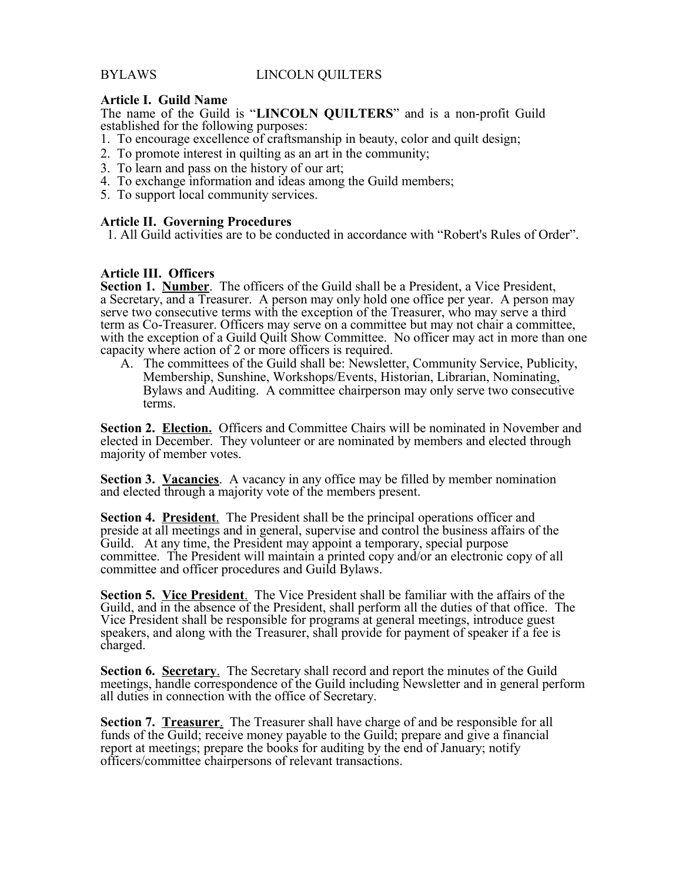BYLAWS LINCOLN QUILTERS

## Article I. Guild Name

The name of the Guild is "**LINCOLN QUILTERS**" and is a non-profit Guild established for the following purposes:

1. To encourage excellence of craftsmanship in beauty, color and quilt design;
2. To promote interest in quilting as an art in the community;
3. To learn and pass on the history of our art;
4. To exchange information and ideas among the Guild members;
5. To support local community services.

## Article II. Governing Procedures

1. All Guild activities are to be conducted in accordance with "Robert's Rules of Order".

## Article III. Officers

**Section 1. <u>Number</u>**. The officers of the Guild shall be a President, a Vice President, a Secretary, and a Treasurer. A person may only hold one office per year. A person may serve two consecutive terms with the exception of the Treasurer, who may serve a third term as Co-Treasurer. Officers may serve on a committee but may not chair a committee, with the exception of a Guild Quilt Show Committee. No officer may act in more than one capacity where action of 2 or more officers is required.

A. The committees of the Guild shall be: Newsletter, Community Service, Publicity, Membership, Sunshine, Workshops/Events, Historian, Librarian, Nominating, Bylaws and Auditing. A committee chairperson may only serve two consecutive terms.

**Section 2. <u>Election.</u>** Officers and Committee Chairs will be nominated in November and elected in December. They volunteer or are nominated by members and elected through majority of member votes.

**Section 3. <u>Vacancies</u>**. A vacancy in any office may be filled by member nomination and elected through a majority vote of the members present.

**Section 4. <u>President</u>**. The President shall be the principal operations officer and preside at all meetings and in general, supervise and control the business affairs of the Guild. At any time, the President may appoint a temporary, special purpose committee. The President will maintain a printed copy and/or an electronic copy of all committee and officer procedures and Guild Bylaws.

**Section 5. <u>Vice President</u>**. The Vice President shall be familiar with the affairs of the Guild, and in the absence of the President, shall perform all the duties of that office. The Vice President shall be responsible for programs at general meetings, introduce guest speakers, and along with the Treasurer, shall provide for payment of speaker if a fee is charged.

**Section 6. <u>Secretary</u>**. The Secretary shall record and report the minutes of the Guild meetings, handle correspondence of the Guild including Newsletter and in general perform all duties in connection with the office of Secretary.

**Section 7. <u>Treasurer</u>**. The Treasurer shall have charge of and be responsible for all funds of the Guild; receive money payable to the Guild; prepare and give a financial report at meetings; prepare the books for auditing by the end of January; notify officers/committee chairpersons of relevant transactions.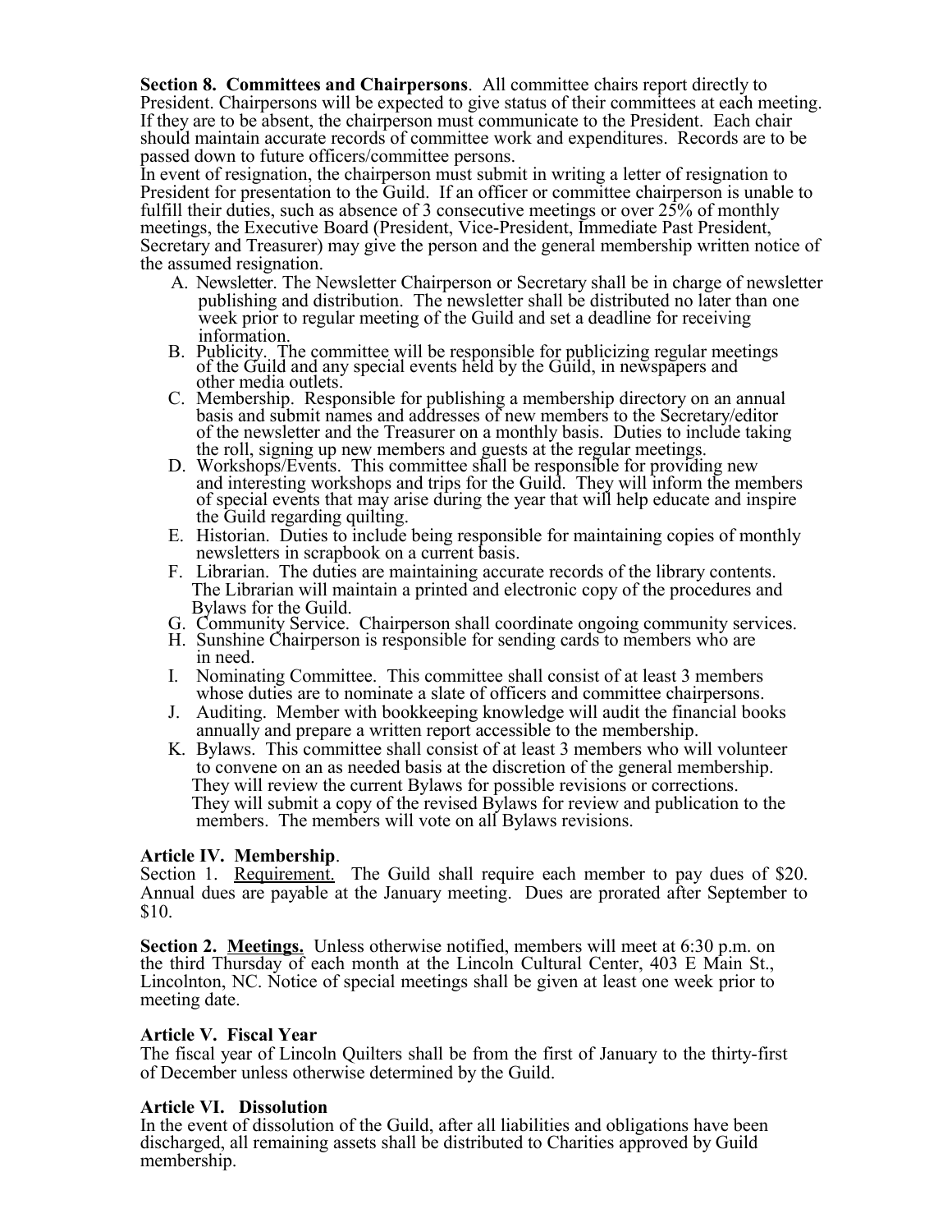**Section 8. Committees and Chairpersons**. All committee chairs report directly to President. Chairpersons will be expected to give status of their committees at each meeting. If they are to be absent, the chairperson must communicate to the President. Each chair should maintain accurate records of committee work and expenditures. Records are to be passed down to future officers/committee persons.

In event of resignation, the chairperson must submit in writing a letter of resignation to President for presentation to the Guild. If an officer or committee chairperson is unable to fulfill their duties, such as absence of 3 consecutive meetings or over 25% of monthly meetings, the Executive Board (President, Vice-President, Immediate Past President, Secretary and Treasurer) may give the person and the general membership written notice of the assumed resignation.

A. Newsletter. The Newsletter Chairperson or Secretary shall be in charge of newsletter publishing and distribution. The newsletter shall be distributed no later than one week prior to regular meeting of the Guild and set a deadline for receiving information.

B. Publicity. The committee will be responsible for publicizing regular meetings of the Guild and any special events held by the Guild, in newspapers and other media outlets.

C. Membership. Responsible for publishing a membership directory on an annual basis and submit names and addresses of new members to the Secretary/editor of the newsletter and the Treasurer on a monthly basis. Duties to include taking the roll, signing up new members and guests at the regular meetings.

D. Workshops/Events. This committee shall be responsible for providing new and interesting workshops and trips for the Guild. They will inform the members of special events that may arise during the year that will help educate and inspire the Guild regarding quilting.

E. Historian. Duties to include being responsible for maintaining copies of monthly newsletters in scrapbook on a current basis.

F. Librarian. The duties are maintaining accurate records of the library contents. The Librarian will maintain a printed and electronic copy of the procedures and Bylaws for the Guild.

G. Community Service. Chairperson shall coordinate ongoing community services.

H. Sunshine Chairperson is responsible for sending cards to members who are in need.

I. Nominating Committee. This committee shall consist of at least 3 members whose duties are to nominate a slate of officers and committee chairpersons.

J. Auditing. Member with bookkeeping knowledge will audit the financial books annually and prepare a written report accessible to the membership.

K. Bylaws. This committee shall consist of at least 3 members who will volunteer to convene on an as needed basis at the discretion of the general membership. They will review the current Bylaws for possible revisions or corrections. They will submit a copy of the revised Bylaws for review and publication to the members. The members will vote on all Bylaws revisions.

**Article IV. Membership**.

Section 1. Requirement. The Guild shall require each member to pay dues of $20. Annual dues are payable at the January meeting. Dues are prorated after September to $10.

**Section 2. Meetings.** Unless otherwise notified, members will meet at 6:30 p.m. on the third Thursday of each month at the Lincoln Cultural Center, 403 E Main St., Lincolnton, NC. Notice of special meetings shall be given at least one week prior to meeting date.

**Article V. Fiscal Year**

The fiscal year of Lincoln Quilters shall be from the first of January to the thirty-first of December unless otherwise determined by the Guild.

**Article VI. Dissolution**

In the event of dissolution of the Guild, after all liabilities and obligations have been discharged, all remaining assets shall be distributed to Charities approved by Guild membership.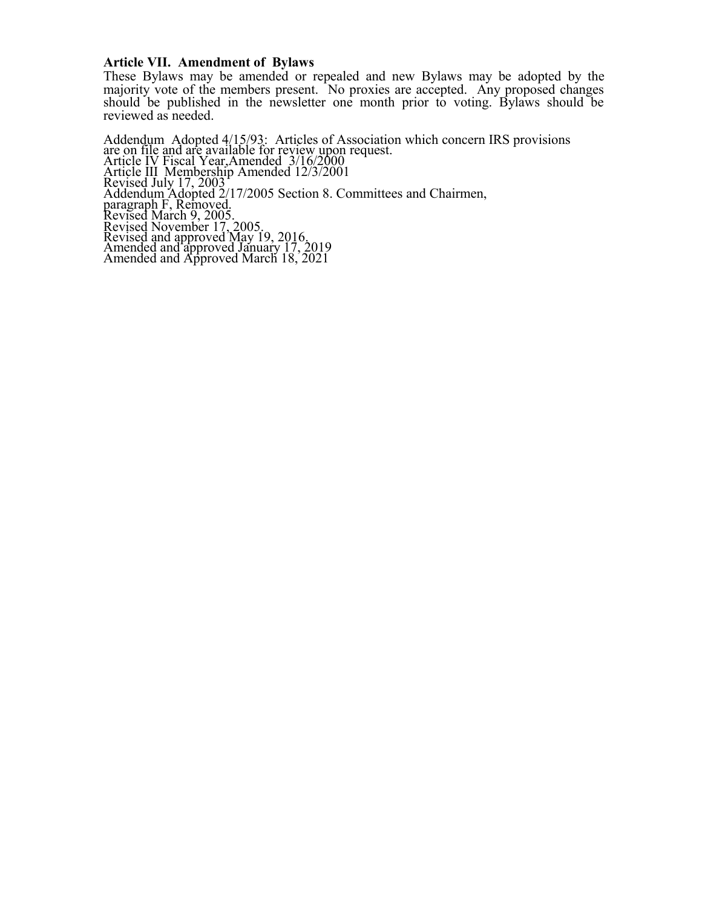**Article VII. Amendment of Bylaws**

These Bylaws may be amended or repealed and new Bylaws may be adopted by the majority vote of the members present. No proxies are accepted. Any proposed changes should be published in the newsletter one month prior to voting. Bylaws should be reviewed as needed.

Addendum Adopted 4/15/93: Articles of Association which concern IRS provisions are on file and are available for review upon request.
Article IV Fiscal Year,Amended 3/16/2000
Article III Membership Amended 12/3/2001
Revised July 17, 2003
Addendum Adopted 2/17/2005 Section 8. Committees and Chairmen, paragraph F, Removed.
Revised March 9, 2005.
Revised November 17, 2005.
Revised and approved May 19, 2016.
Amended and approved January 17, 2019
Amended and Approved March 18, 2021